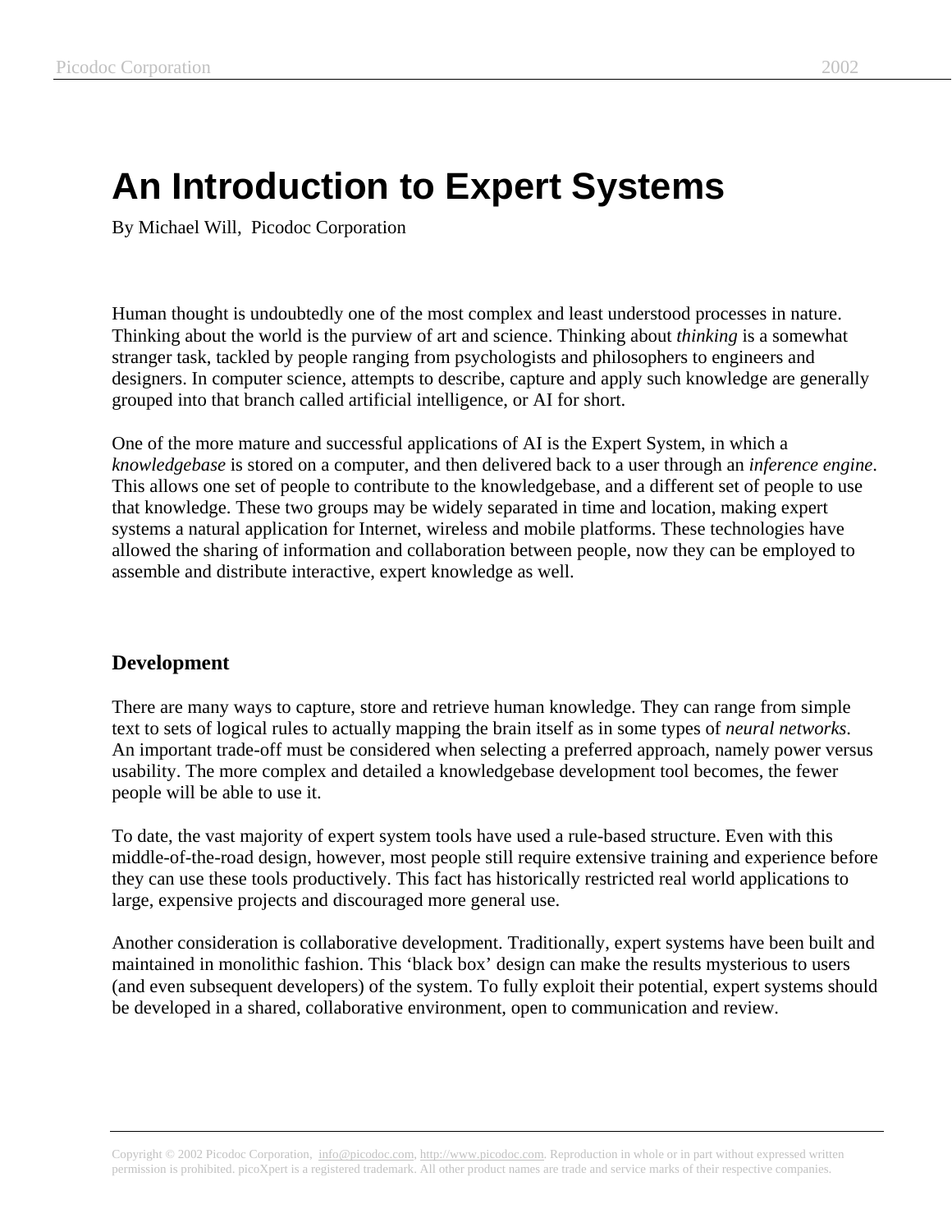# An Introduction to Expert Systems

By Michael Will, Picodoc Corporation

Human thought is undoubtedly one of the most complex and least understood processes in nature. Thinking about the world is the purview of art and science. Thinking about *thinking* is a somewhat stranger task, tackled by people ranging from psychologists and philosophers to engineers and designers. In computer science, attempts to describe, capture and apply such knowledge are generally grouped into that branch called artificial intelligence, or AI for short.

One of the more mature and successful applications of AI is the Expert System, in which a *knowledgebase* is stored on a computer, and then delivered back to a user through an *inference engine*. This allows one set of people to contribute to the knowledgebase, and a different set of people to use that knowledge. These two groups may be widely separated in time and location, making expert systems a natural application for Internet, wireless and mobile platforms. These technologies have allowed the sharing of information and collaboration between people, now they can be employed to assemble and distribute interactive, expert knowledge as well.

## Development

There are many ways to capture, store and retrieve human knowledge. They can range from simple text to sets of logical rules to actually mapping the brain itself as in some types of *neural networks*. An important trade-off must be considered when selecting a preferred approach, namely power versus usability. The more complex and detailed a knowledgebase development tool becomes, the fewer people will be able to use it.

To date, the vast majority of expert system tools have used a rule-based structure. Even with this middle-of-the-road design, however, most people still require extensive training and experience before they can use these tools productively. This fact has historically restricted real world applications to large, expensive projects and discouraged more general use.

Another consideration is collaborative development. Traditionally, expert systems have been built and maintained in monolithic fashion. This 'black box' design can make the results mysterious to users (and even subsequent developers) of the system. To fully exploit their potential, expert systems should be developed in a shared, collaborative environment, open to communication and review.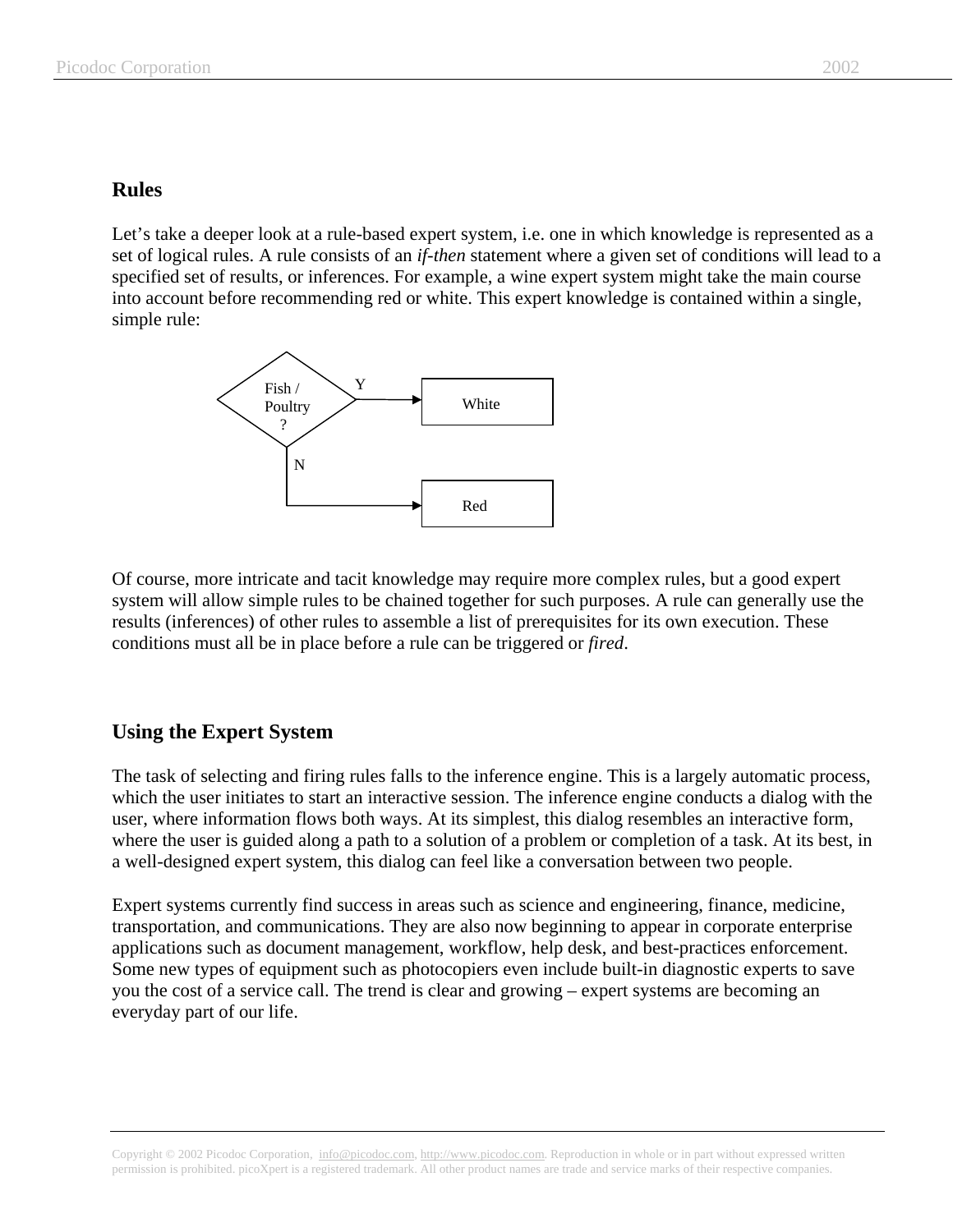## Rules

Let's take a deeper look at a rule-based expert system, i.e. one in which knowledge is represented as a set of logical rules. A rule consists of an *if-then* statement where a given set of conditions will lead to a specified set of results, or inferences. For example, a wine expert system might take the main course into account before recommending red or white. This expert knowledge is contained within a single, simple rule:

Fish / Poultry ?

Y

White

N

Red

Of course, more intricate and tacit knowledge may require more complex rules, but a good expert system will allow simple rules to be chained together for such purposes. A rule can generally use the results (inferences) of other rules to assemble a list of prerequisites for its own execution. These conditions must all be in place before a rule can be triggered or *fired*.

## Using the Expert System

The task of selecting and firing rules falls to the inference engine. This is a largely automatic process, which the user initiates to start an interactive session. The inference engine conducts a dialog with the user, where information flows both ways. At its simplest, this dialog resembles an interactive form, where the user is guided along a path to a solution of a problem or completion of a task. At its best, in a well-designed expert system, this dialog can feel like a conversation between two people.

Expert systems currently find success in areas such as science and engineering, finance, medicine, transportation, and communications. They are also now beginning to appear in corporate enterprise applications such as document management, workflow, help desk, and best-practices enforcement. Some new types of equipment such as photocopiers even include built-in diagnostic experts to save you the cost of a service call. The trend is clear and growing – expert systems are becoming an everyday part of our life.